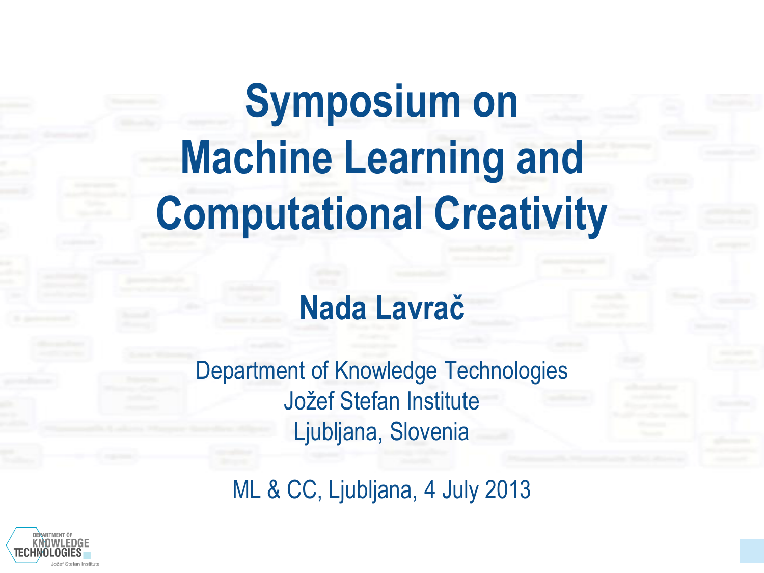# Symposium on Machine Learning and Computational Creativity

## Nada Lavrač

Department of Knowledge Technologies
Jožef Stefan Institute
Ljubljana, Slovenia

ML & CC, Ljubljana, 4 July 2013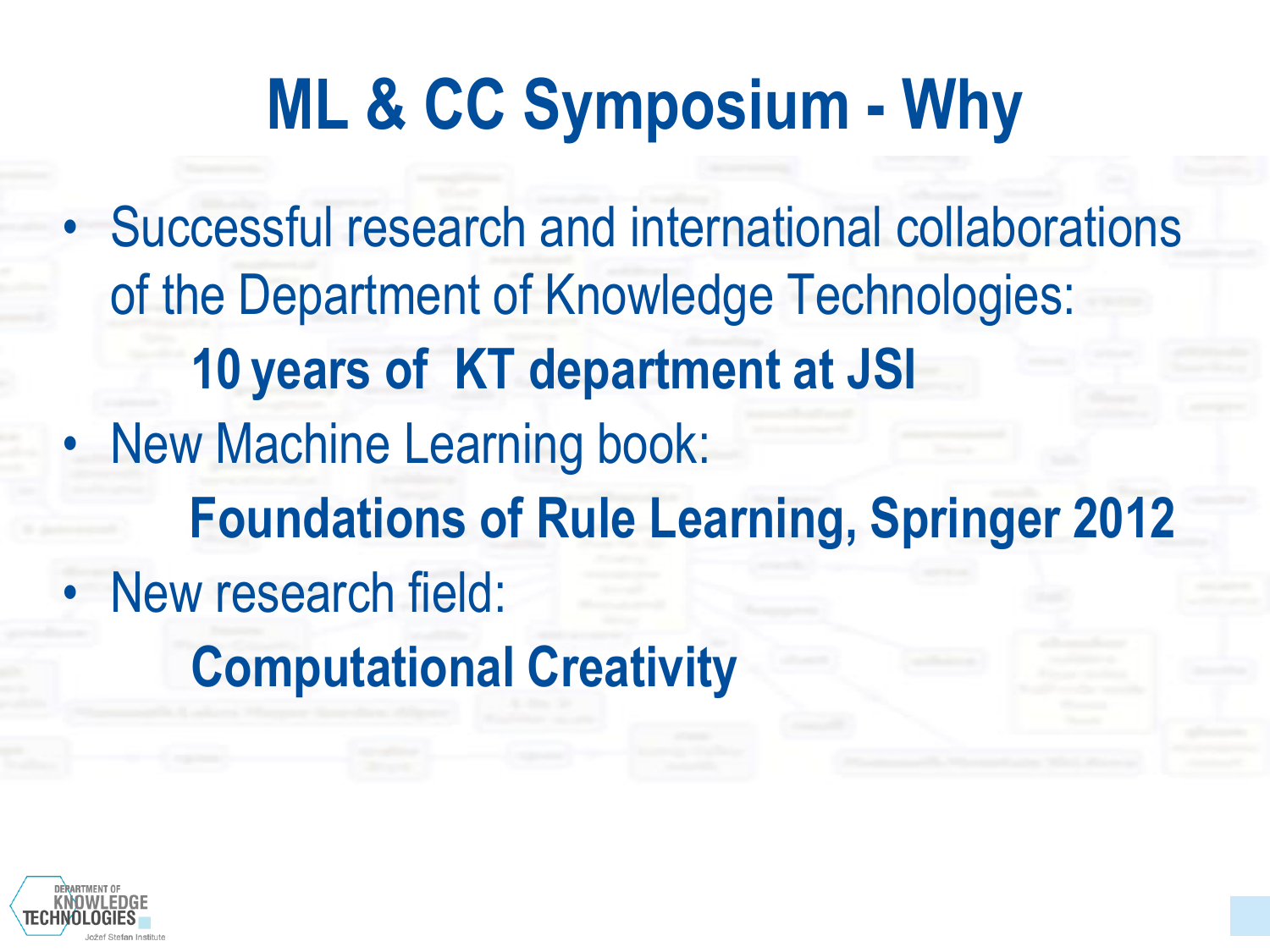# ML & CC Symposium - Why

- Successful research and international collaborations of the Department of Knowledge Technologies:
  **10 years of KT department at JSI**
- New Machine Learning book:
  **Foundations of Rule Learning, Springer 2012**
- New research field:
  **Computational Creativity**

DEPARTMENT OF KNOWLEDGE TECHNOLOGIES
Jožef Stefan Institute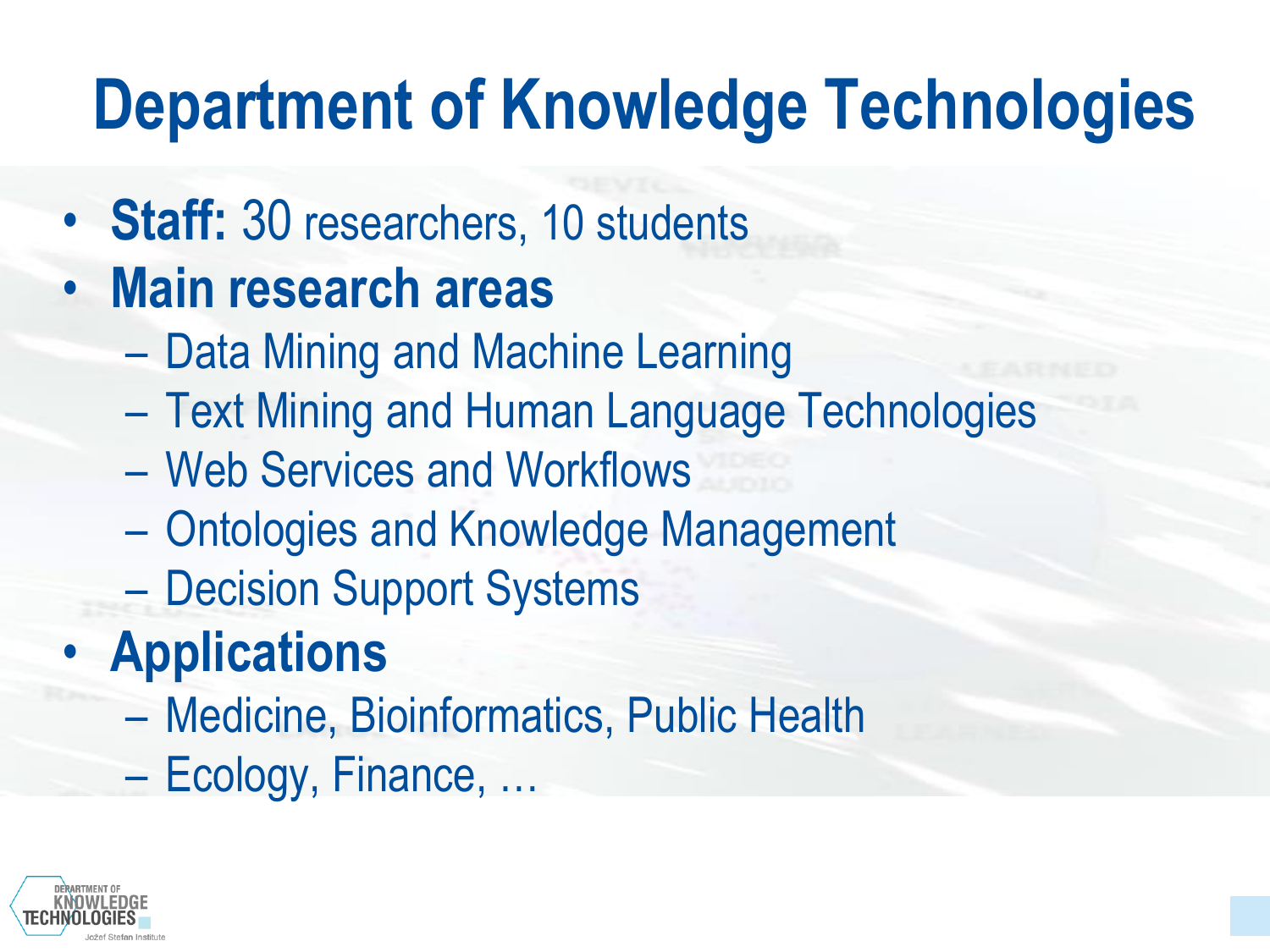# Department of Knowledge Technologies

- **Staff:** 30 researchers, 10 students
- **Main research areas**
  - Data Mining and Machine Learning
  - Text Mining and Human Language Technologies
  - Web Services and Workflows
  - Ontologies and Knowledge Management
  - Decision Support Systems
- **Applications**
  - Medicine, Bioinformatics, Public Health
  - Ecology, Finance, …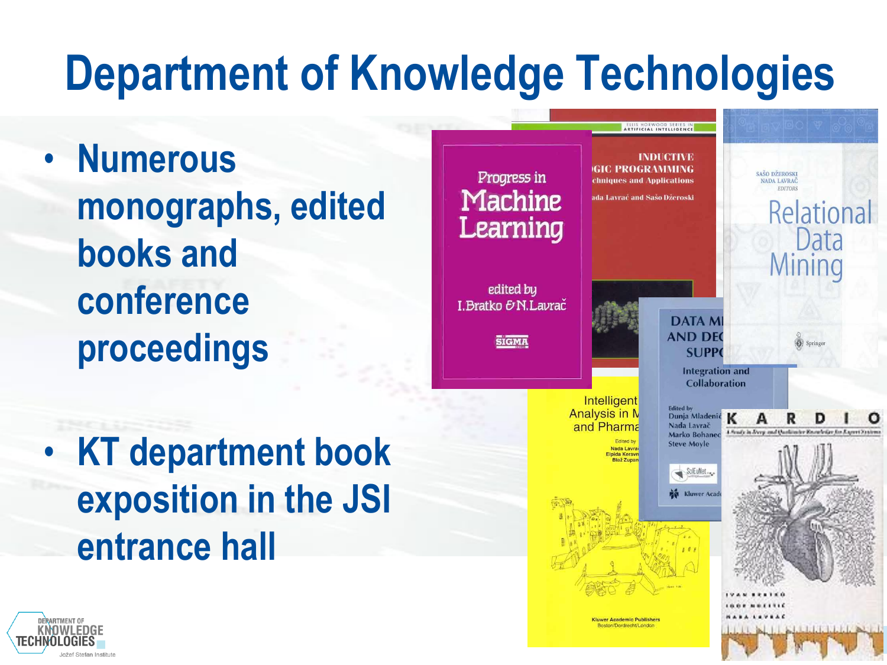# Department of Knowledge Technologies

- **Numerous monographs, edited books and conference proceedings**

- **KT department book exposition in the JSI entrance hall**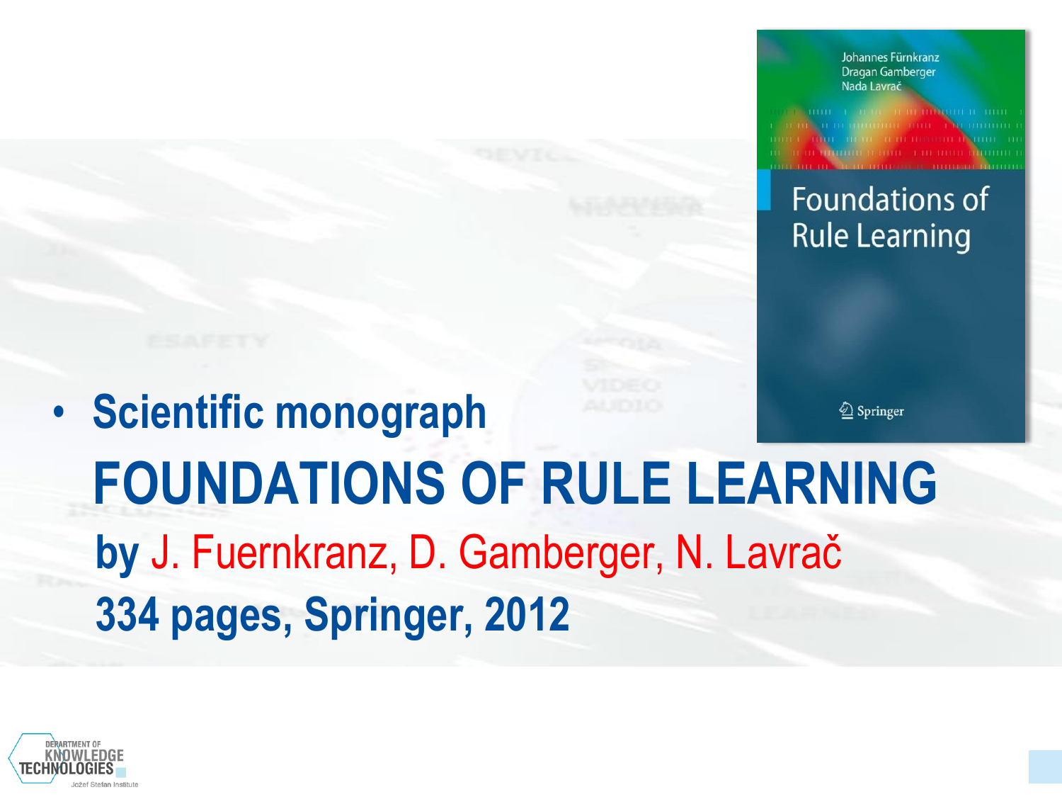- **Scientific monograph**

**FOUNDATIONS OF RULE LEARNING**

**by** J. Fuernkranz, D. Gamberger, N. Lavrač

**334 pages, Springer, 2012**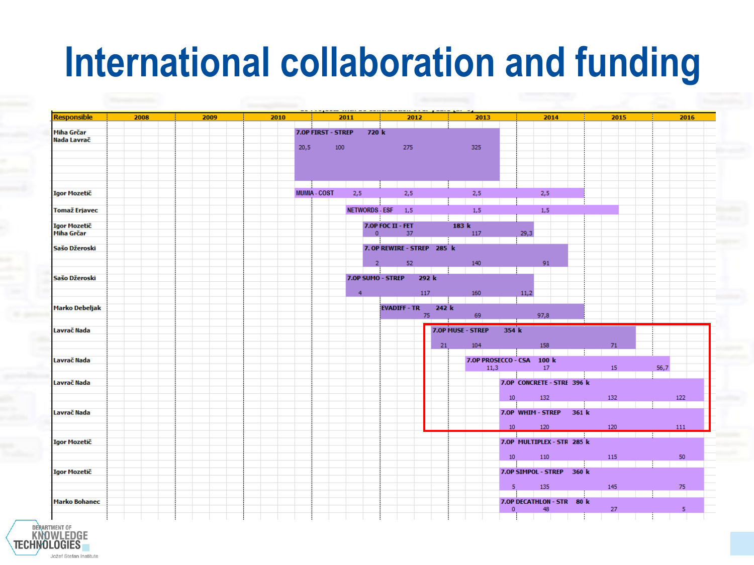# International collaboration and funding

Responsible
2008
2009
2010
2011
2012
2013
2014
2015
2016

Miha Grčar
Nada Lavrač
7.OP FIRST - STREP 720 k
20,5 100 275 325

Igor Mozetič
MUMIA - COST 2,5 2,5 2,5 2,5

Tomaž Erjavec
NETWORDS - ESF 1,5 1,5 1,5

Igor Mozetič
Miha Grčar
7.OP FOC II - FET 183 k
0 37 117 29,3

Sašo Džeroski
7. OP REWIRE - STREP 285 k
2 52 140 91

Sašo Džeroski
7.OP SUMO - STREP 292 k
4 117 160 11,2

Marko Debeljak
EVADIFF - TR 242 k
75 69 97,8

Lavrač Nada
7.OP MUSE - STREP 354 k
21 104 158 71

Lavrač Nada
7.OP PROSECCO - CSA 100 k
11,3 17 15 56,7

Lavrač Nada
7.OP CONCRETE - STRE 396 k
10 132 132 122

Lavrač Nada
7.OP WHIM - STREP 361 k
10 120 120 111

Igor Mozetič
7.OP MULTIPLEX - STR 285 k
10 110 115 50

Igor Mozetič
7.OP SIMPOL - STREP 360 k
5 135 145 75

Marko Bohanec
7.OP DECATHLON - STR 80 k
0 48 27 5

DEPARTMENT OF KNOWLEDGE TECHNOLOGIES
Jožef Stefan Institute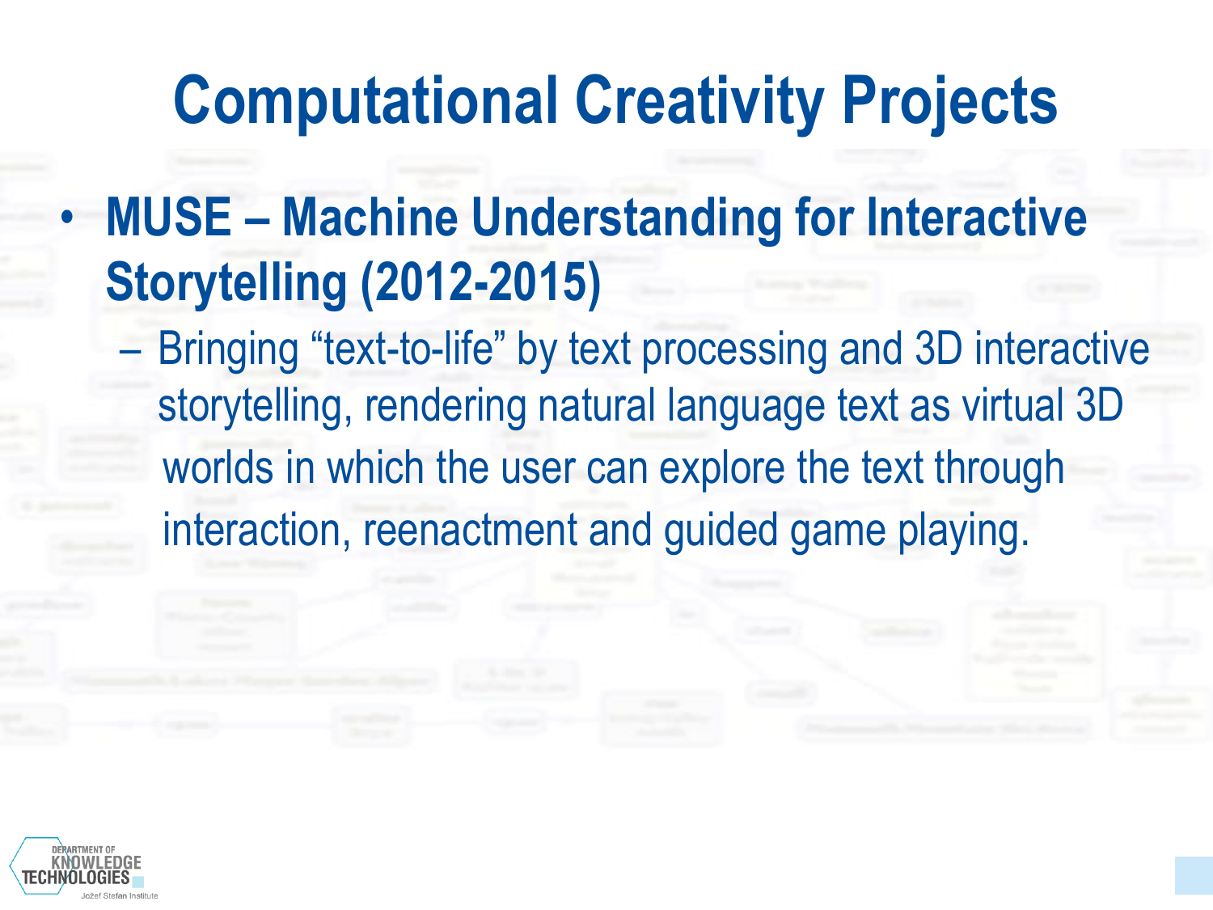# Computational Creativity Projects

- **MUSE – Machine Understanding for Interactive Storytelling (2012-2015)**
  – Bringing “text-to-life” by text processing and 3D interactive storytelling, rendering natural language text as virtual 3D worlds in which the user can explore the text through interaction, reenactment and guided game playing.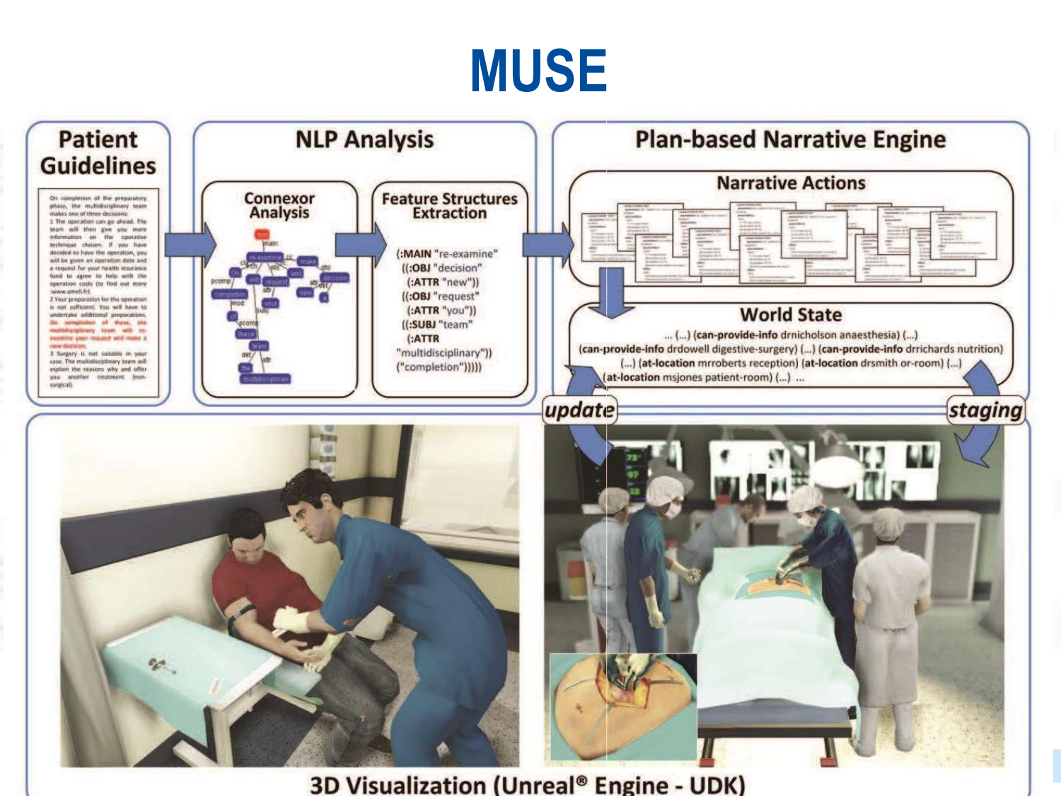# MUSE

## Patient Guidelines

On completion of the preparatory phase, the multidisciplinary team makes one of three decisions:
1 The operation can go ahead. The team will then give you more information on the operative technique chosen. If you have decided to have the operation, you will be given an operation date and a request for your health insurance fund to agree to help with the operation costs (to find out more :www.ameli.fr).
2 Your preparation for the operation is not sufficient. You will have to undertake additional preparations. On completion of these, the multidisciplinary team will re-examine your request and make a new decision.
3 Surgery is not suitable in your case. The multidisciplinary team will explain the reasons why and offer you another treatment (non-surgical).

## NLP Analysis

### Connexor Analysis

### Feature Structures Extraction

```
(:MAIN "re-examine"
((:OBJ "decision"
(:ATTR "new"))
((:OBJ "request"
(:ATTR "you"))
((:SUBJ "team"
(:ATTR
"multidisciplinary"))
("completion")))))
```

## Plan-based Narrative Engine

### Narrative Actions

### World State

... (...) (can-provide-info drnicholson anaesthesia) (...)
(can-provide-info drdowell digestive-surgery) (...) (can-provide-info drrichards nutrition)
(...) (at-location mrroberts reception) (at-location drsmith or-room) (...)
(at-location msjones patient-room) (...) ...

*update* *staging*

## 3D Visualization (Unreal® Engine - UDK)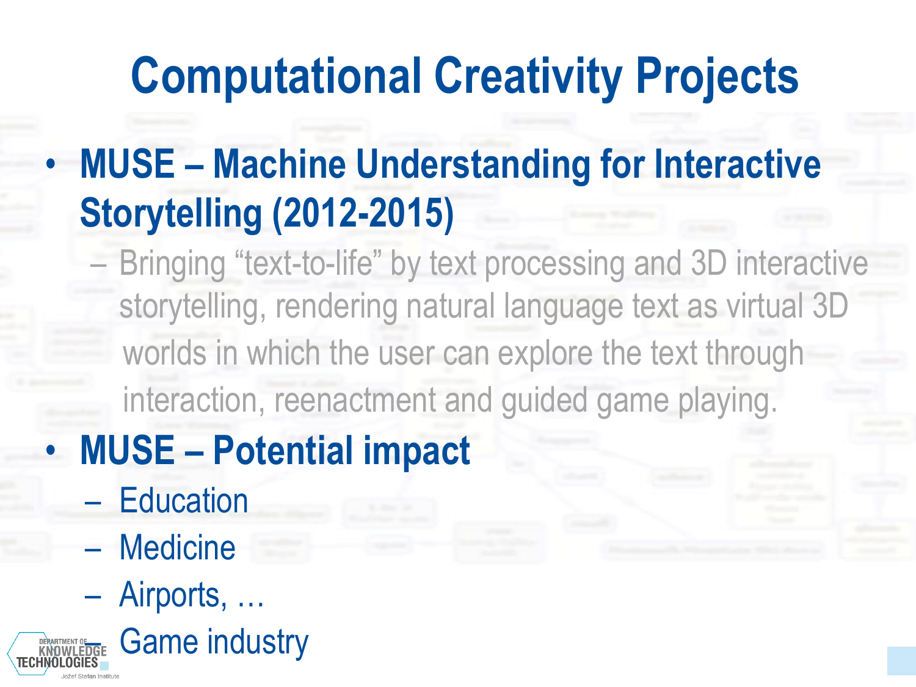# Computational Creativity Projects

- **MUSE – Machine Understanding for Interactive Storytelling (2012-2015)**
  - Bringing "text-to-life" by text processing and 3D interactive storytelling, rendering natural language text as virtual 3D worlds in which the user can explore the text through interaction, reenactment and guided game playing.
- **MUSE – Potential impact**
  - Education
  - Medicine
  - Airports, …
  - Game industry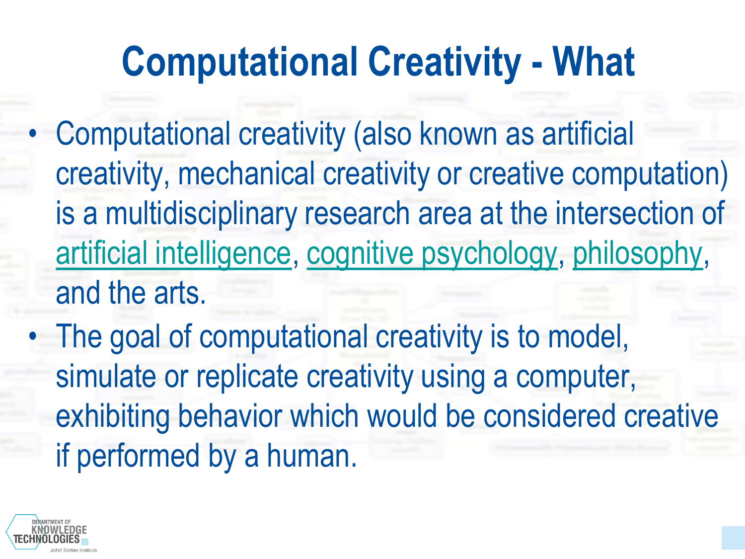# Computational Creativity - What

- Computational creativity (also known as artificial creativity, mechanical creativity or creative computation) is a multidisciplinary research area at the intersection of artificial intelligence, cognitive psychology, philosophy, and the arts.
- The goal of computational creativity is to model, simulate or replicate creativity using a computer, exhibiting behavior which would be considered creative if performed by a human.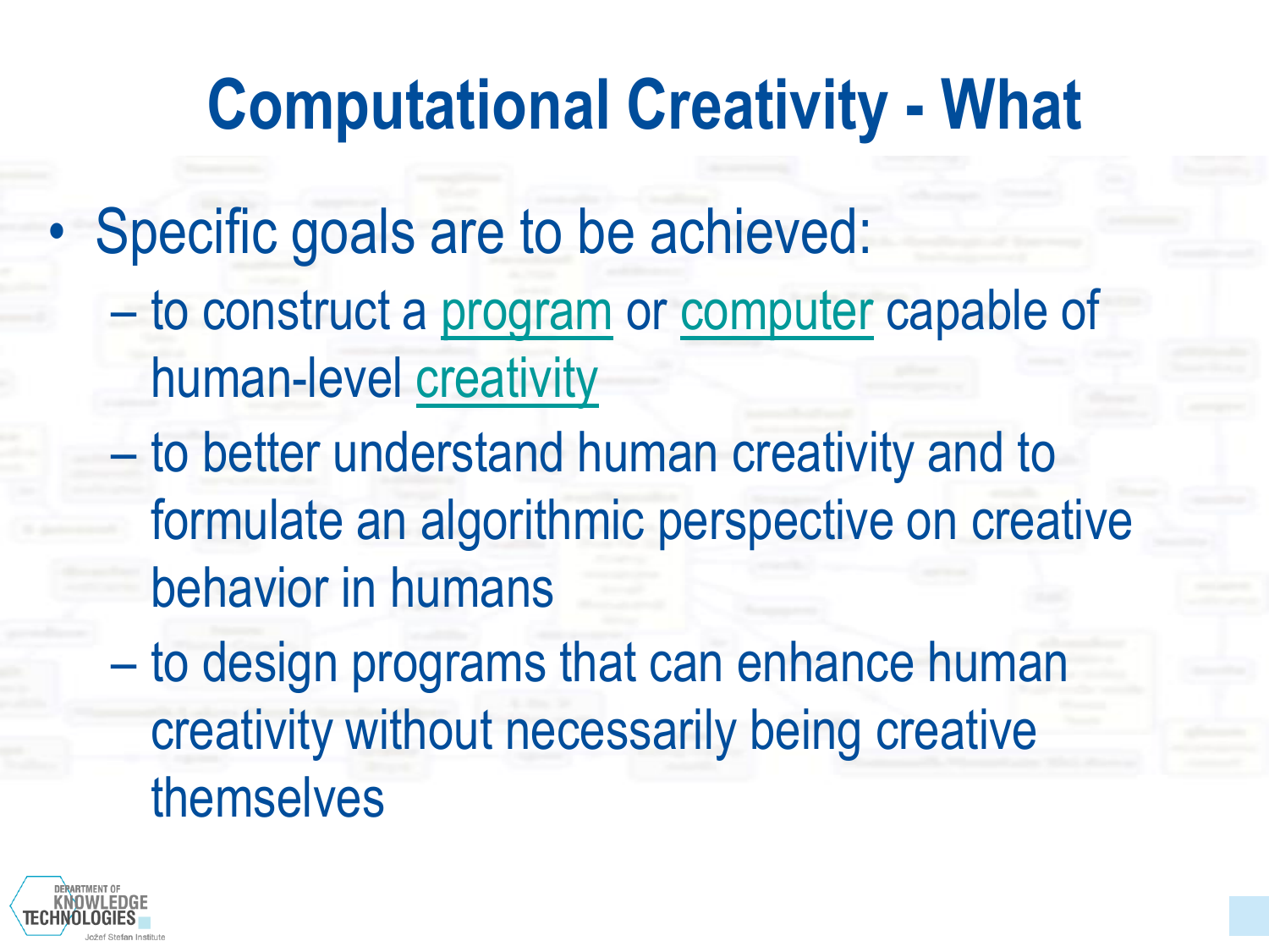# Computational Creativity - What

- Specific goals are to be achieved:
  - to construct a program or computer capable of human-level creativity
  - to better understand human creativity and to formulate an algorithmic perspective on creative behavior in humans
  - to design programs that can enhance human creativity without necessarily being creative themselves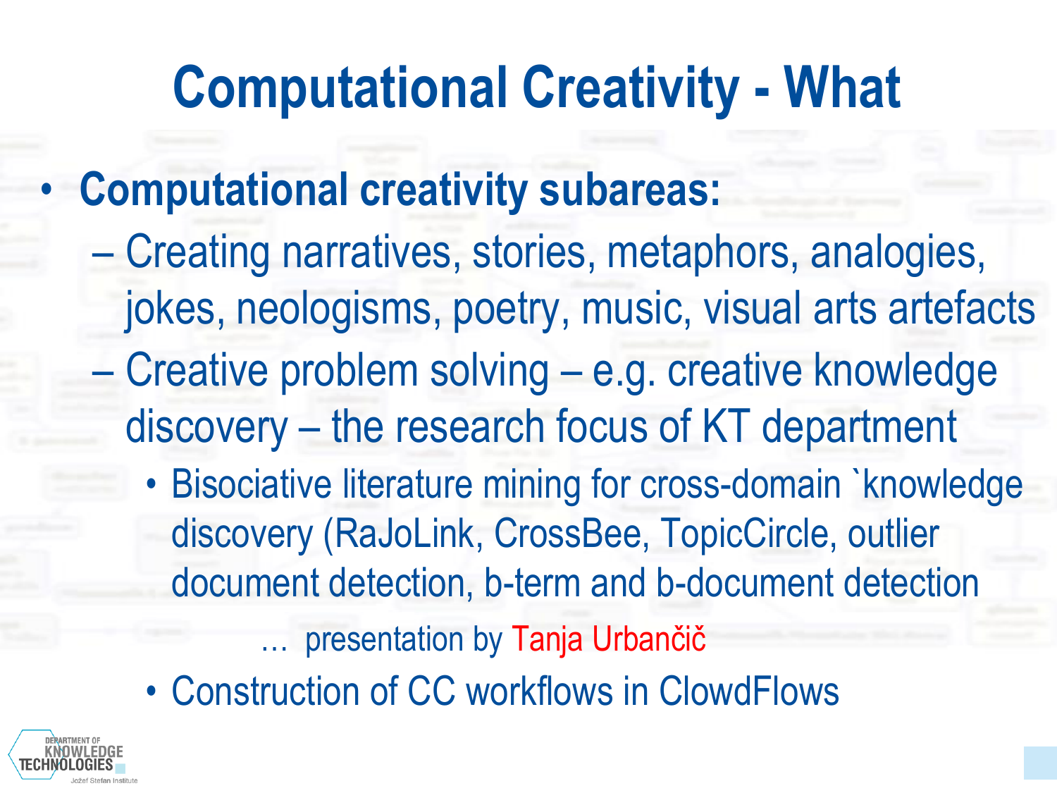# Computational Creativity - What

- **Computational creativity subareas:**
  - Creating narratives, stories, metaphors, analogies, jokes, neologisms, poetry, music, visual arts artefacts
  - Creative problem solving – e.g. creative knowledge discovery – the research focus of KT department
    - Bisociative literature mining for cross-domain `knowledge discovery (RaJoLink, CrossBee, TopicCircle, outlier document detection, b-term and b-document detection

      … presentation by Tanja Urbančič
    - Construction of CC workflows in ClowdFlows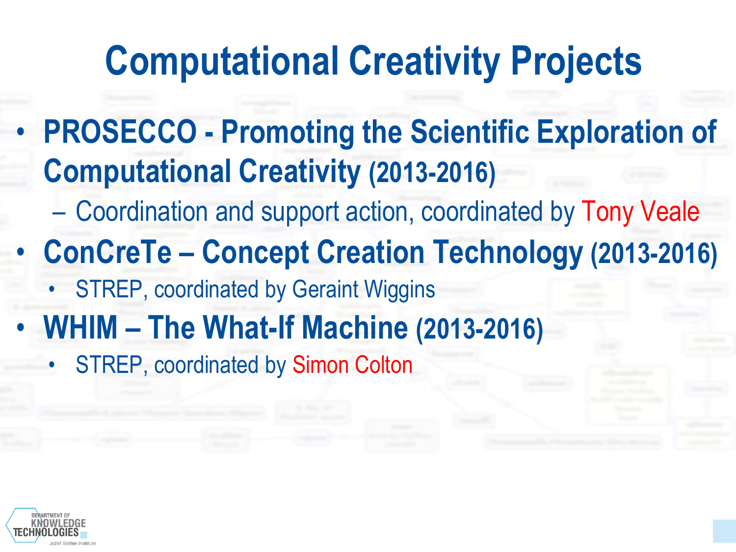# Computational Creativity Projects

- **PROSECCO - Promoting the Scientific Exploration of Computational Creativity (2013-2016)**
  - Coordination and support action, coordinated by Tony Veale
- **ConCreTe – Concept Creation Technology (2013-2016)**
  - STREP, coordinated by Geraint Wiggins
- **WHIM – The What-If Machine (2013-2016)**
  - STREP, coordinated by Simon Colton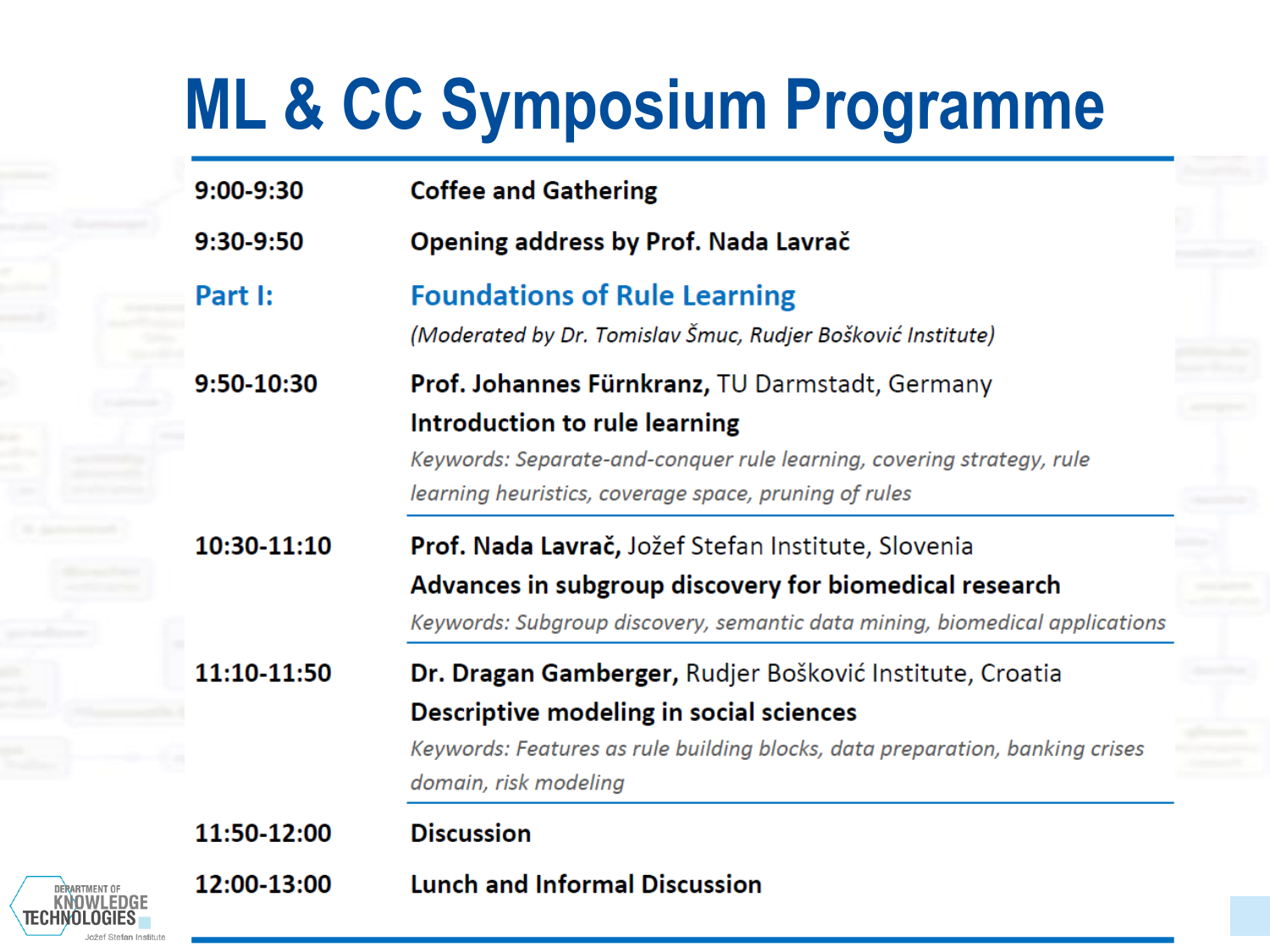# ML & CC Symposium Programme

| | |
|---|---|
| **9:00-9:30** | **Coffee and Gathering** |
| **9:30-9:50** | **Opening address by Prof. Nada Lavrač** |
| **Part I:** | **Foundations of Rule Learning** <br> *(Moderated by Dr. Tomislav Šmuc, Rudjer Bošković Institute)* |
| **9:50-10:30** | **Prof. Johannes Fürnkranz,** TU Darmstadt, Germany <br> **Introduction to rule learning** <br> *Keywords: Separate-and-conquer rule learning, covering strategy, rule learning heuristics, coverage space, pruning of rules* |
| **10:30-11:10** | **Prof. Nada Lavrač,** Jožef Stefan Institute, Slovenia <br> **Advances in subgroup discovery for biomedical research** <br> *Keywords: Subgroup discovery, semantic data mining, biomedical applications* |
| **11:10-11:50** | **Dr. Dragan Gamberger,** Rudjer Bošković Institute, Croatia <br> **Descriptive modeling in social sciences** <br> *Keywords: Features as rule building blocks, data preparation, banking crises domain, risk modeling* |
| **11:50-12:00** | **Discussion** |
| **12:00-13:00** | **Lunch and Informal Discussion** |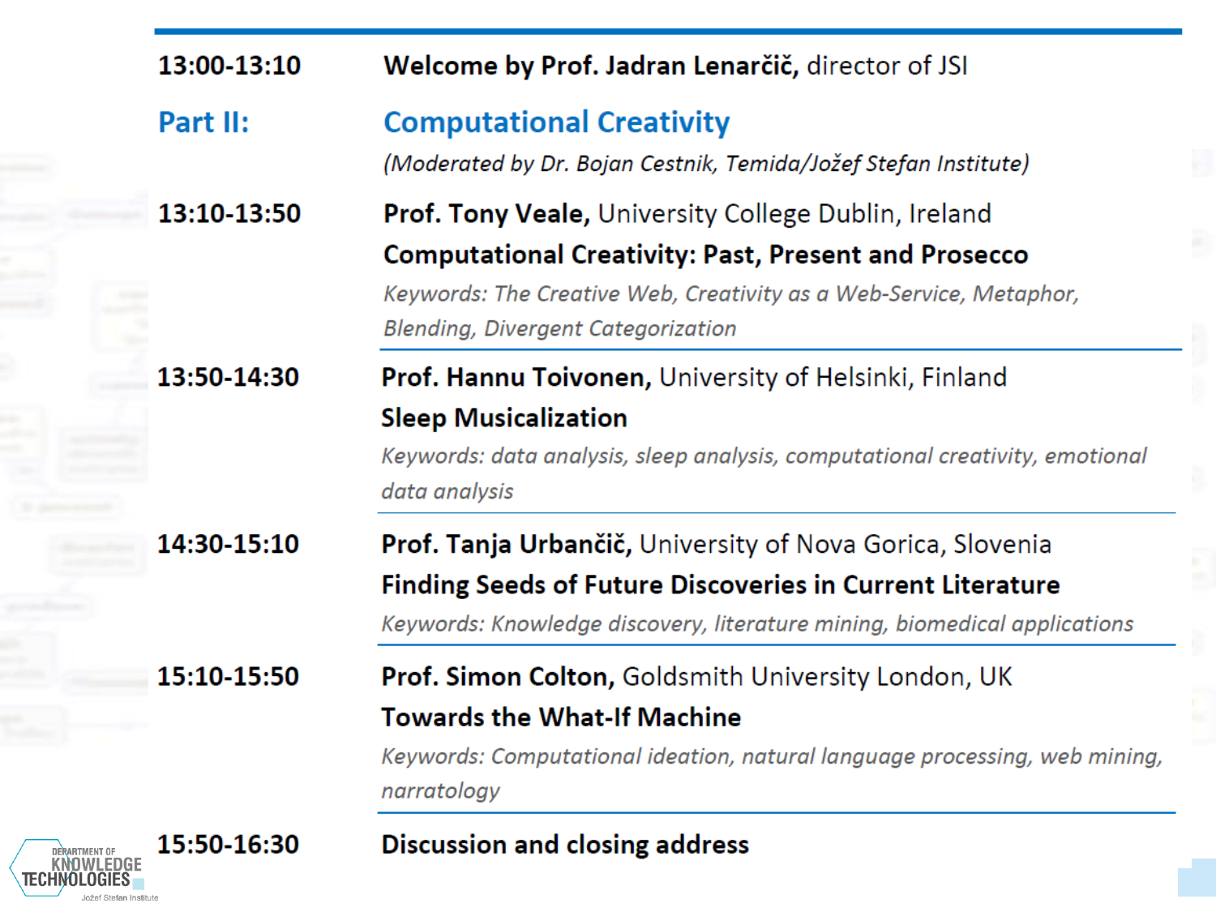**13:00-13:10** **Welcome by Prof. Jadran Lenarčič,** director of JSI

## Part II: Computational Creativity

*(Moderated by Dr. Bojan Cestnik, Temida/Jožef Stefan Institute)*

**13:10-13:50** **Prof. Tony Veale,** University College Dublin, Ireland

**Computational Creativity: Past, Present and Prosecco**

*Keywords: The Creative Web, Creativity as a Web-Service, Metaphor, Blending, Divergent Categorization*

**13:50-14:30** **Prof. Hannu Toivonen,** University of Helsinki, Finland

**Sleep Musicalization**

*Keywords: data analysis, sleep analysis, computational creativity, emotional data analysis*

**14:30-15:10** **Prof. Tanja Urbančič,** University of Nova Gorica, Slovenia

**Finding Seeds of Future Discoveries in Current Literature**

*Keywords: Knowledge discovery, literature mining, biomedical applications*

**15:10-15:50** **Prof. Simon Colton,** Goldsmith University London, UK

**Towards the What-If Machine**

*Keywords: Computational ideation, natural language processing, web mining, narratology*

**15:50-16:30** **Discussion and closing address**